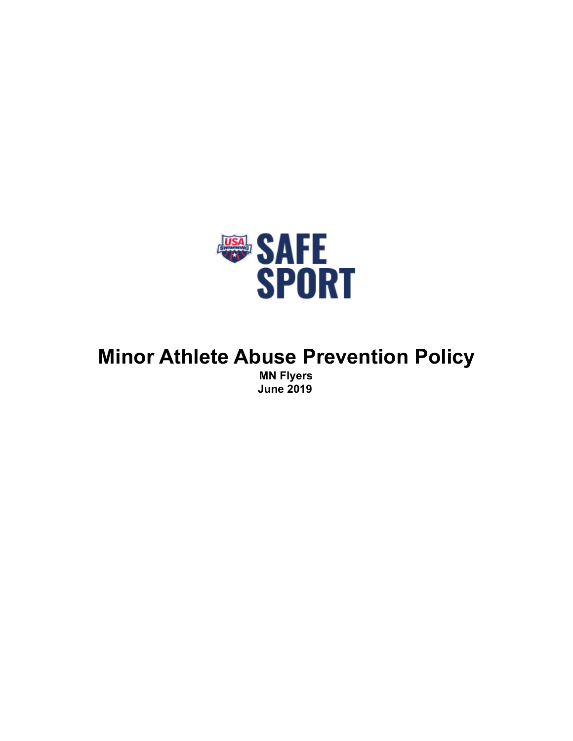SAFE SPORT

# Minor Athlete Abuse Prevention Policy

**MN Flyers**
**June 2019**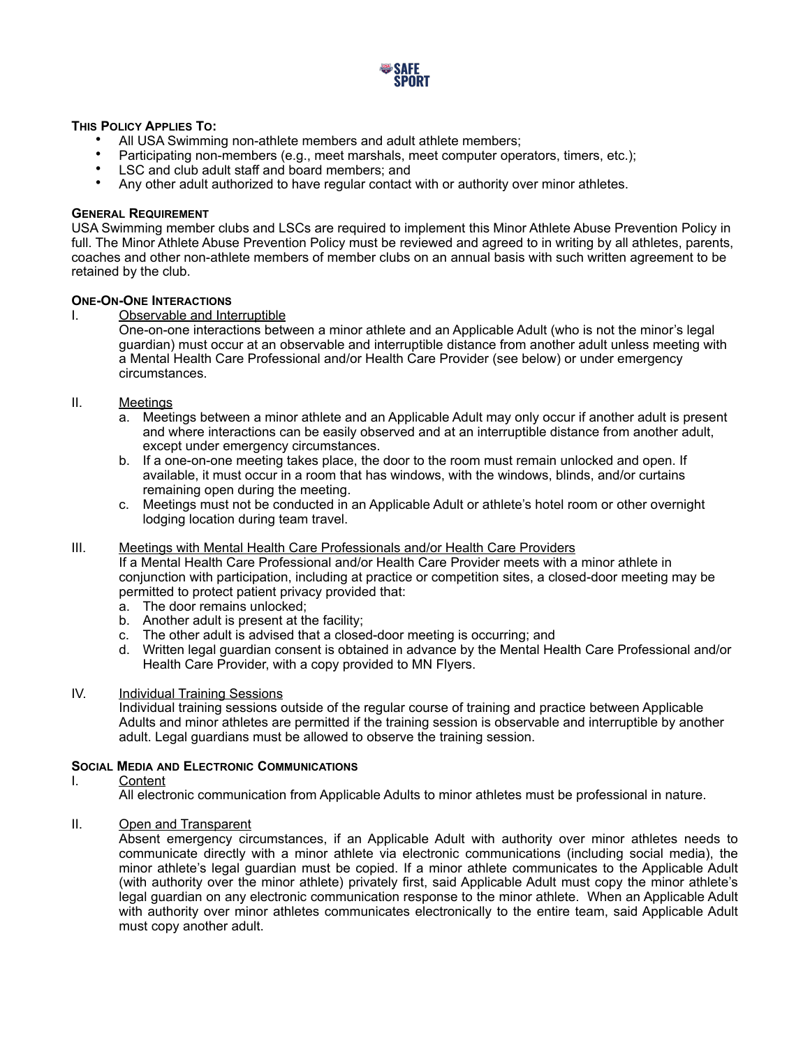**This Policy Applies To:**

- All USA Swimming non-athlete members and adult athlete members;
- Participating non-members (e.g., meet marshals, meet computer operators, timers, etc.);
- LSC and club adult staff and board members; and
- Any other adult authorized to have regular contact with or authority over minor athletes.

**General Requirement**

USA Swimming member clubs and LSCs are required to implement this Minor Athlete Abuse Prevention Policy in full. The Minor Athlete Abuse Prevention Policy must be reviewed and agreed to in writing by all athletes, parents, coaches and other non-athlete members of member clubs on an annual basis with such written agreement to be retained by the club.

**One-On-One Interactions**

I. Observable and Interruptible

One-on-one interactions between a minor athlete and an Applicable Adult (who is not the minor's legal guardian) must occur at an observable and interruptible distance from another adult unless meeting with a Mental Health Care Professional and/or Health Care Provider (see below) or under emergency circumstances.

II. Meetings

a. Meetings between a minor athlete and an Applicable Adult may only occur if another adult is present and where interactions can be easily observed and at an interruptible distance from another adult, except under emergency circumstances.
b. If a one-on-one meeting takes place, the door to the room must remain unlocked and open. If available, it must occur in a room that has windows, with the windows, blinds, and/or curtains remaining open during the meeting.
c. Meetings must not be conducted in an Applicable Adult or athlete's hotel room or other overnight lodging location during team travel.

III. Meetings with Mental Health Care Professionals and/or Health Care Providers

If a Mental Health Care Professional and/or Health Care Provider meets with a minor athlete in conjunction with participation, including at practice or competition sites, a closed-door meeting may be permitted to protect patient privacy provided that:

a. The door remains unlocked;
b. Another adult is present at the facility;
c. The other adult is advised that a closed-door meeting is occurring; and
d. Written legal guardian consent is obtained in advance by the Mental Health Care Professional and/or Health Care Provider, with a copy provided to MN Flyers.

IV. Individual Training Sessions

Individual training sessions outside of the regular course of training and practice between Applicable Adults and minor athletes are permitted if the training session is observable and interruptible by another adult. Legal guardians must be allowed to observe the training session.

**Social Media and Electronic Communications**

I. Content

All electronic communication from Applicable Adults to minor athletes must be professional in nature.

II. Open and Transparent

Absent emergency circumstances, if an Applicable Adult with authority over minor athletes needs to communicate directly with a minor athlete via electronic communications (including social media), the minor athlete's legal guardian must be copied. If a minor athlete communicates to the Applicable Adult (with authority over the minor athlete) privately first, said Applicable Adult must copy the minor athlete's legal guardian on any electronic communication response to the minor athlete. When an Applicable Adult with authority over minor athletes communicates electronically to the entire team, said Applicable Adult must copy another adult.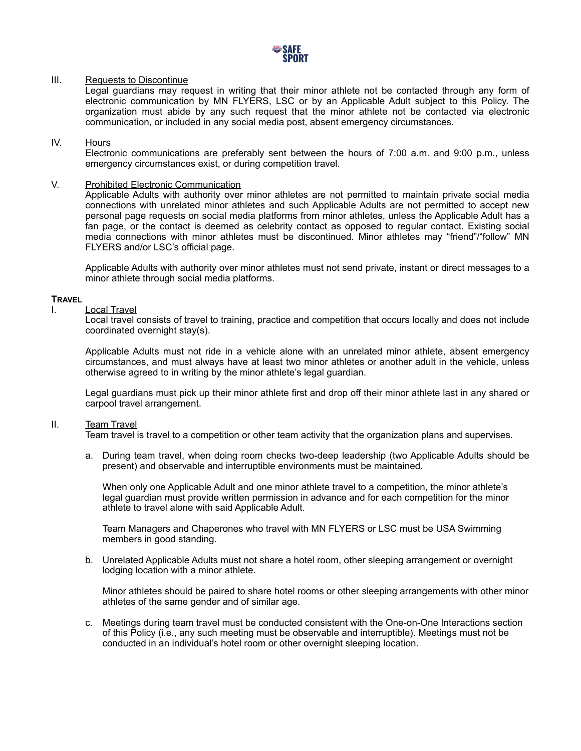III. Requests to Discontinue

Legal guardians may request in writing that their minor athlete not be contacted through any form of electronic communication by MN FLYERS, LSC or by an Applicable Adult subject to this Policy. The organization must abide by any such request that the minor athlete not be contacted via electronic communication, or included in any social media post, absent emergency circumstances.

IV. Hours

Electronic communications are preferably sent between the hours of 7:00 a.m. and 9:00 p.m., unless emergency circumstances exist, or during competition travel.

V. Prohibited Electronic Communication

Applicable Adults with authority over minor athletes are not permitted to maintain private social media connections with unrelated minor athletes and such Applicable Adults are not permitted to accept new personal page requests on social media platforms from minor athletes, unless the Applicable Adult has a fan page, or the contact is deemed as celebrity contact as opposed to regular contact. Existing social media connections with minor athletes must be discontinued. Minor athletes may "friend"/"follow" MN FLYERS and/or LSC's official page.

Applicable Adults with authority over minor athletes must not send private, instant or direct messages to a minor athlete through social media platforms.

## TRAVEL

I. Local Travel

Local travel consists of travel to training, practice and competition that occurs locally and does not include coordinated overnight stay(s).

Applicable Adults must not ride in a vehicle alone with an unrelated minor athlete, absent emergency circumstances, and must always have at least two minor athletes or another adult in the vehicle, unless otherwise agreed to in writing by the minor athlete's legal guardian.

Legal guardians must pick up their minor athlete first and drop off their minor athlete last in any shared or carpool travel arrangement.

II. Team Travel

Team travel is travel to a competition or other team activity that the organization plans and supervises.

a. During team travel, when doing room checks two-deep leadership (two Applicable Adults should be present) and observable and interruptible environments must be maintained.

   When only one Applicable Adult and one minor athlete travel to a competition, the minor athlete's legal guardian must provide written permission in advance and for each competition for the minor athlete to travel alone with said Applicable Adult.

   Team Managers and Chaperones who travel with MN FLYERS or LSC must be USA Swimming members in good standing.

b. Unrelated Applicable Adults must not share a hotel room, other sleeping arrangement or overnight lodging location with a minor athlete.

   Minor athletes should be paired to share hotel rooms or other sleeping arrangements with other minor athletes of the same gender and of similar age.

c. Meetings during team travel must be conducted consistent with the One-on-One Interactions section of this Policy (i.e., any such meeting must be observable and interruptible). Meetings must not be conducted in an individual's hotel room or other overnight sleeping location.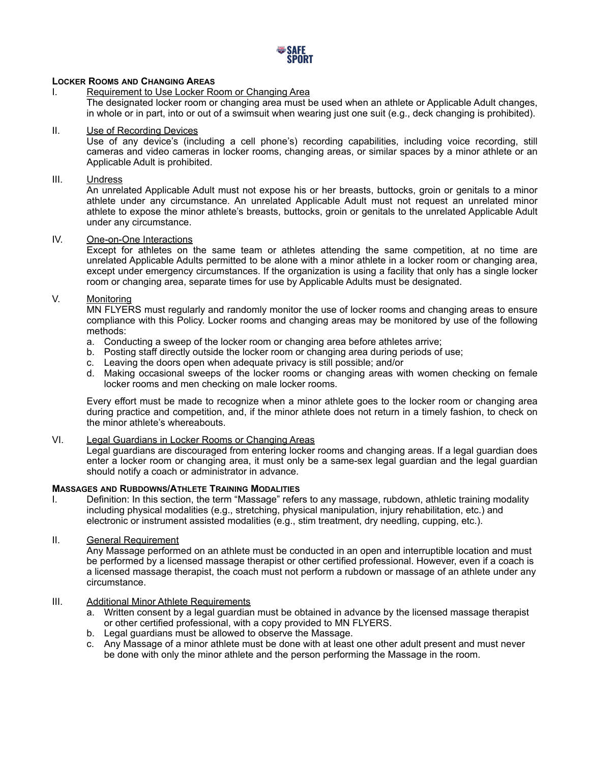## Locker Rooms and Changing Areas

I. Requirement to Use Locker Room or Changing Area

The designated locker room or changing area must be used when an athlete or Applicable Adult changes, in whole or in part, into or out of a swimsuit when wearing just one suit (e.g., deck changing is prohibited).

II. Use of Recording Devices

Use of any device's (including a cell phone's) recording capabilities, including voice recording, still cameras and video cameras in locker rooms, changing areas, or similar spaces by a minor athlete or an Applicable Adult is prohibited.

III. Undress

An unrelated Applicable Adult must not expose his or her breasts, buttocks, groin or genitals to a minor athlete under any circumstance. An unrelated Applicable Adult must not request an unrelated minor athlete to expose the minor athlete's breasts, buttocks, groin or genitals to the unrelated Applicable Adult under any circumstance.

IV. One-on-One Interactions

Except for athletes on the same team or athletes attending the same competition, at no time are unrelated Applicable Adults permitted to be alone with a minor athlete in a locker room or changing area, except under emergency circumstances. If the organization is using a facility that only has a single locker room or changing area, separate times for use by Applicable Adults must be designated.

V. Monitoring

MN FLYERS must regularly and randomly monitor the use of locker rooms and changing areas to ensure compliance with this Policy. Locker rooms and changing areas may be monitored by use of the following methods:

a. Conducting a sweep of the locker room or changing area before athletes arrive;
b. Posting staff directly outside the locker room or changing area during periods of use;
c. Leaving the doors open when adequate privacy is still possible; and/or
d. Making occasional sweeps of the locker rooms or changing areas with women checking on female locker rooms and men checking on male locker rooms.

Every effort must be made to recognize when a minor athlete goes to the locker room or changing area during practice and competition, and, if the minor athlete does not return in a timely fashion, to check on the minor athlete's whereabouts.

VI. Legal Guardians in Locker Rooms or Changing Areas

Legal guardians are discouraged from entering locker rooms and changing areas. If a legal guardian does enter a locker room or changing area, it must only be a same-sex legal guardian and the legal guardian should notify a coach or administrator in advance.

## Massages and Rubdowns/Athlete Training Modalities

I. Definition: In this section, the term "Massage" refers to any massage, rubdown, athletic training modality including physical modalities (e.g., stretching, physical manipulation, injury rehabilitation, etc.) and electronic or instrument assisted modalities (e.g., stim treatment, dry needling, cupping, etc.).

II. General Requirement

Any Massage performed on an athlete must be conducted in an open and interruptible location and must be performed by a licensed massage therapist or other certified professional. However, even if a coach is a licensed massage therapist, the coach must not perform a rubdown or massage of an athlete under any circumstance.

III. Additional Minor Athlete Requirements

a. Written consent by a legal guardian must be obtained in advance by the licensed massage therapist or other certified professional, with a copy provided to MN FLYERS.
b. Legal guardians must be allowed to observe the Massage.
c. Any Massage of a minor athlete must be done with at least one other adult present and must never be done with only the minor athlete and the person performing the Massage in the room.